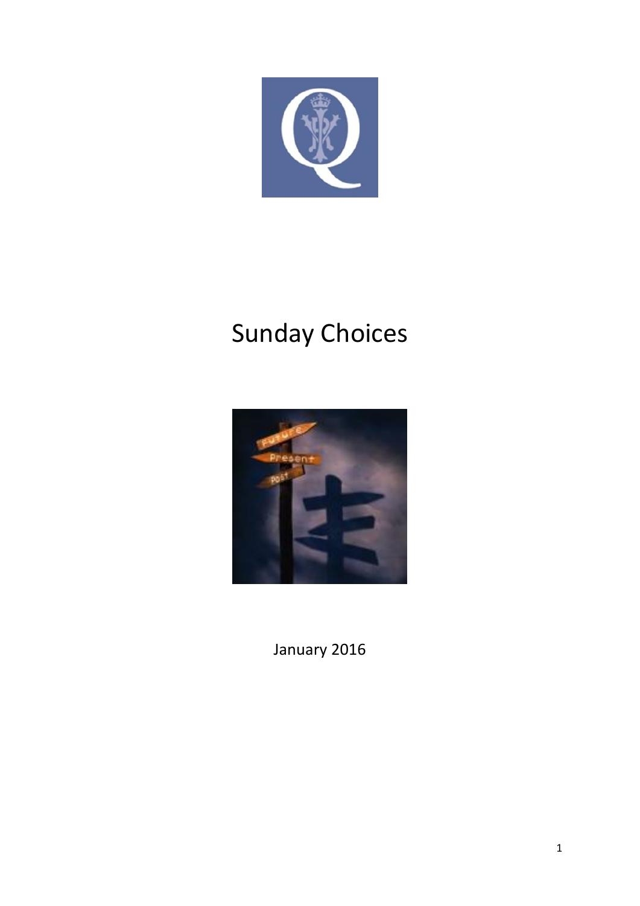# Sunday Choices

January 2016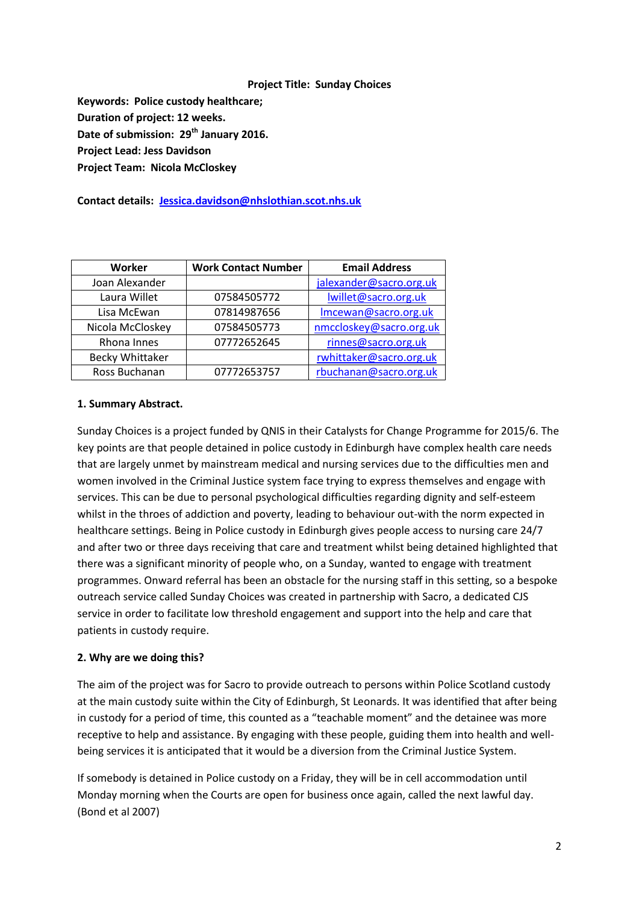**Project Title: Sunday Choices**

**Keywords: Police custody healthcare;**

**Duration of project: 12 weeks.**

**Date of submission: 29th January 2016.**

**Project Lead: Jess Davidson**

**Project Team: Nicola McCloskey**

**Contact details: Jessica.davidson@nhslothian.scot.nhs.uk**

| Worker | Work Contact Number | Email Address |
|---|---|---|
| Joan Alexander | | jalexander@sacro.org.uk |
| Laura Willet | 07584505772 | lwillet@sacro.org.uk |
| Lisa McEwan | 07814987656 | lmcewan@sacro.org.uk |
| Nicola McCloskey | 07584505773 | nmccloskey@sacro.org.uk |
| Rhona Innes | 07772652645 | rinnes@sacro.org.uk |
| Becky Whittaker | | rwhittaker@sacro.org.uk |
| Ross Buchanan | 07772653757 | rbuchanan@sacro.org.uk |

**1. Summary Abstract.**

Sunday Choices is a project funded by QNIS in their Catalysts for Change Programme for 2015/6. The key points are that people detained in police custody in Edinburgh have complex health care needs that are largely unmet by mainstream medical and nursing services due to the difficulties men and women involved in the Criminal Justice system face trying to express themselves and engage with services. This can be due to personal psychological difficulties regarding dignity and self-esteem whilst in the throes of addiction and poverty, leading to behaviour out-with the norm expected in healthcare settings. Being in Police custody in Edinburgh gives people access to nursing care 24/7 and after two or three days receiving that care and treatment whilst being detained highlighted that there was a significant minority of people who, on a Sunday, wanted to engage with treatment programmes. Onward referral has been an obstacle for the nursing staff in this setting, so a bespoke outreach service called Sunday Choices was created in partnership with Sacro, a dedicated CJS service in order to facilitate low threshold engagement and support into the help and care that patients in custody require.

**2. Why are we doing this?**

The aim of the project was for Sacro to provide outreach to persons within Police Scotland custody at the main custody suite within the City of Edinburgh, St Leonards. It was identified that after being in custody for a period of time, this counted as a "teachable moment" and the detainee was more receptive to help and assistance. By engaging with these people, guiding them into health and well-being services it is anticipated that it would be a diversion from the Criminal Justice System.

If somebody is detained in Police custody on a Friday, they will be in cell accommodation until Monday morning when the Courts are open for business once again, called the next lawful day. (Bond et al 2007)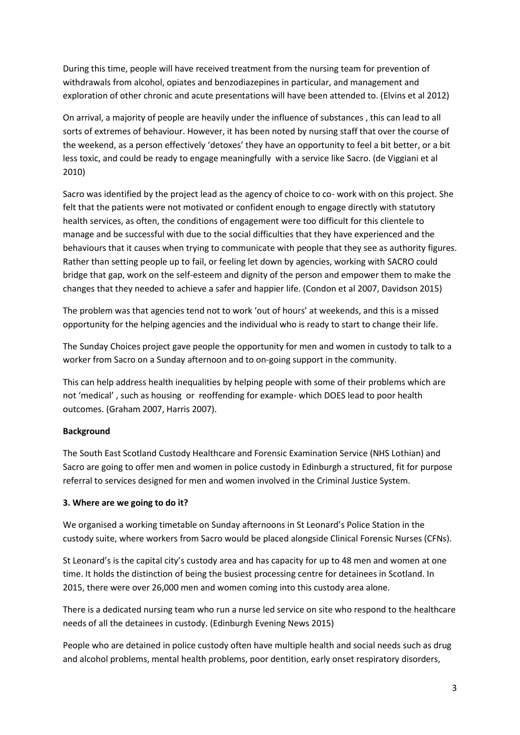During this time, people will have received treatment from the nursing team for prevention of withdrawals from alcohol, opiates and benzodiazepines in particular, and management and exploration of other chronic and acute presentations will have been attended to. (Elvins et al 2012)

On arrival, a majority of people are heavily under the influence of substances , this can lead to all sorts of extremes of behaviour. However, it has been noted by nursing staff that over the course of the weekend, as a person effectively 'detoxes' they have an opportunity to feel a bit better, or a bit less toxic, and could be ready to engage meaningfully with a service like Sacro. (de Viggiani et al 2010)

Sacro was identified by the project lead as the agency of choice to co- work with on this project. She felt that the patients were not motivated or confident enough to engage directly with statutory health services, as often, the conditions of engagement were too difficult for this clientele to manage and be successful with due to the social difficulties that they have experienced and the behaviours that it causes when trying to communicate with people that they see as authority figures. Rather than setting people up to fail, or feeling let down by agencies, working with SACRO could bridge that gap, work on the self-esteem and dignity of the person and empower them to make the changes that they needed to achieve a safer and happier life. (Condon et al 2007, Davidson 2015)

The problem was that agencies tend not to work 'out of hours' at weekends, and this is a missed opportunity for the helping agencies and the individual who is ready to start to change their life.

The Sunday Choices project gave people the opportunity for men and women in custody to talk to a worker from Sacro on a Sunday afternoon and to on-going support in the community.

This can help address health inequalities by helping people with some of their problems which are not 'medical' , such as housing or reoffending for example- which DOES lead to poor health outcomes. (Graham 2007, Harris 2007).

**Background**

The South East Scotland Custody Healthcare and Forensic Examination Service (NHS Lothian) and Sacro are going to offer men and women in police custody in Edinburgh a structured, fit for purpose referral to services designed for men and women involved in the Criminal Justice System.

### 3. Where are we going to do it?

We organised a working timetable on Sunday afternoons in St Leonard's Police Station in the custody suite, where workers from Sacro would be placed alongside Clinical Forensic Nurses (CFNs).

St Leonard's is the capital city's custody area and has capacity for up to 48 men and women at one time. It holds the distinction of being the busiest processing centre for detainees in Scotland. In 2015, there were over 26,000 men and women coming into this custody area alone.

There is a dedicated nursing team who run a nurse led service on site who respond to the healthcare needs of all the detainees in custody. (Edinburgh Evening News 2015)

People who are detained in police custody often have multiple health and social needs such as drug and alcohol problems, mental health problems, poor dentition, early onset respiratory disorders,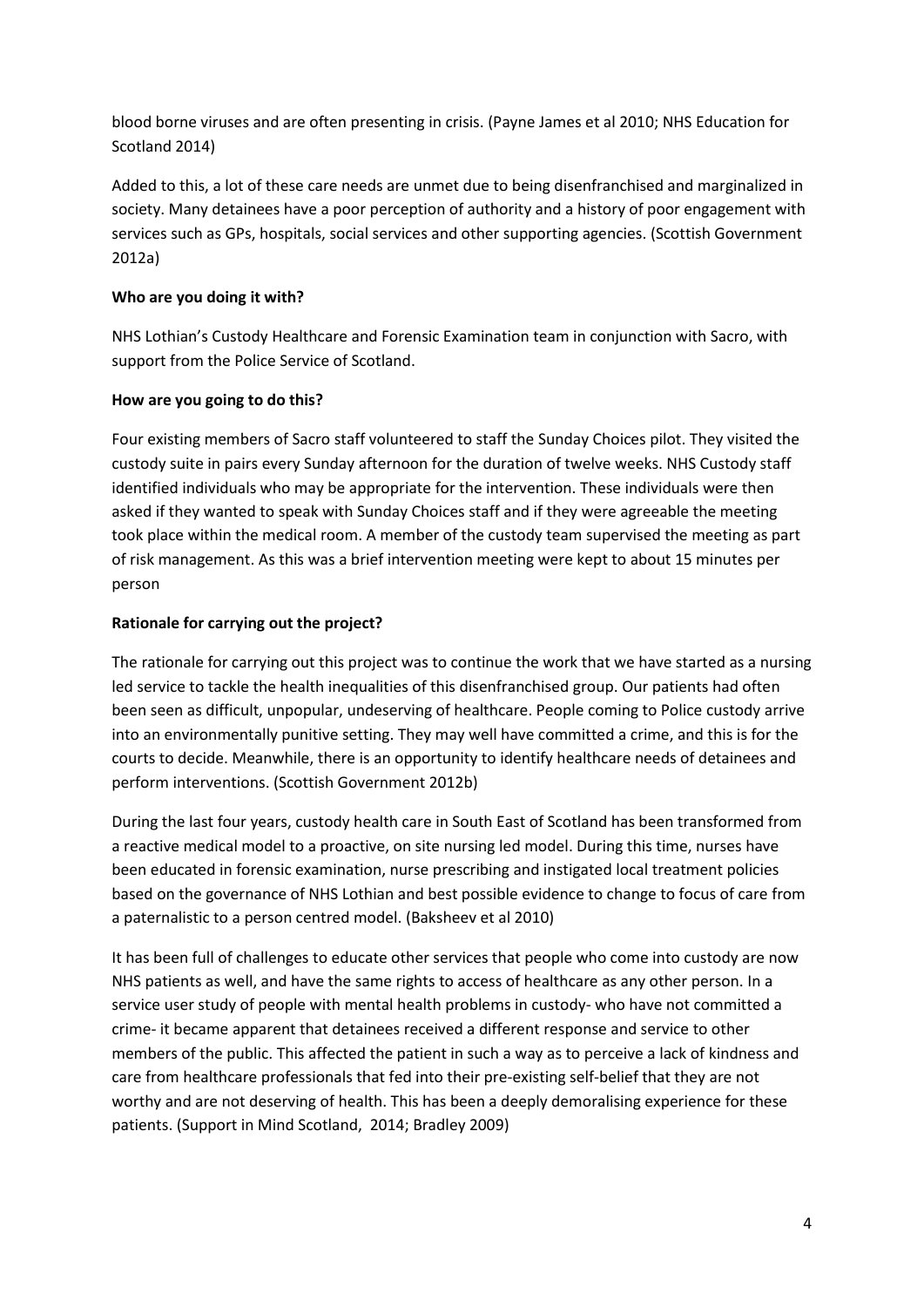blood borne viruses and are often presenting in crisis. (Payne James et al 2010; NHS Education for Scotland 2014)

Added to this, a lot of these care needs are unmet due to being disenfranchised and marginalized in society. Many detainees have a poor perception of authority and a history of poor engagement with services such as GPs, hospitals, social services and other supporting agencies. (Scottish Government 2012a)

**Who are you doing it with?**

NHS Lothian's Custody Healthcare and Forensic Examination team in conjunction with Sacro, with support from the Police Service of Scotland.

**How are you going to do this?**

Four existing members of Sacro staff volunteered to staff the Sunday Choices pilot. They visited the custody suite in pairs every Sunday afternoon for the duration of twelve weeks. NHS Custody staff identified individuals who may be appropriate for the intervention. These individuals were then asked if they wanted to speak with Sunday Choices staff and if they were agreeable the meeting took place within the medical room. A member of the custody team supervised the meeting as part of risk management. As this was a brief intervention meeting were kept to about 15 minutes per person

**Rationale for carrying out the project?**

The rationale for carrying out this project was to continue the work that we have started as a nursing led service to tackle the health inequalities of this disenfranchised group. Our patients had often been seen as difficult, unpopular, undeserving of healthcare. People coming to Police custody arrive into an environmentally punitive setting. They may well have committed a crime, and this is for the courts to decide. Meanwhile, there is an opportunity to identify healthcare needs of detainees and perform interventions. (Scottish Government 2012b)

During the last four years, custody health care in South East of Scotland has been transformed from a reactive medical model to a proactive, on site nursing led model. During this time, nurses have been educated in forensic examination, nurse prescribing and instigated local treatment policies based on the governance of NHS Lothian and best possible evidence to change to focus of care from a paternalistic to a person centred model. (Baksheev et al 2010)

It has been full of challenges to educate other services that people who come into custody are now NHS patients as well, and have the same rights to access of healthcare as any other person. In a service user study of people with mental health problems in custody- who have not committed a crime- it became apparent that detainees received a different response and service to other members of the public. This affected the patient in such a way as to perceive a lack of kindness and care from healthcare professionals that fed into their pre-existing self-belief that they are not worthy and are not deserving of health. This has been a deeply demoralising experience for these patients. (Support in Mind Scotland, 2014; Bradley 2009)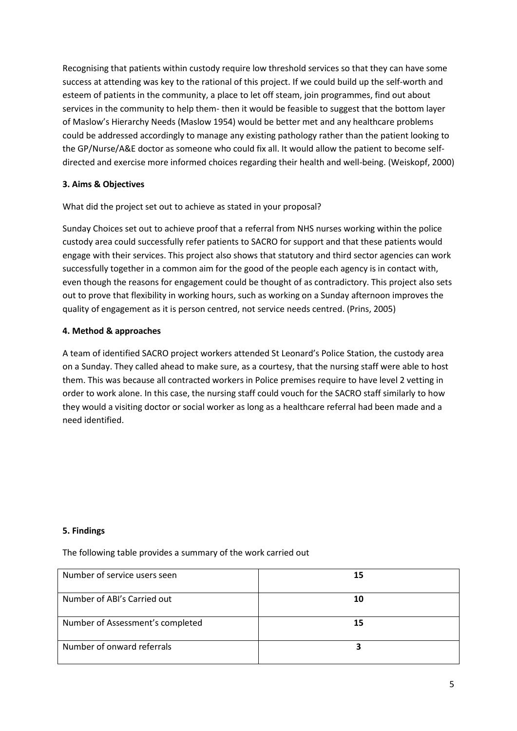Recognising that patients within custody require low threshold services so that they can have some success at attending was key to the rational of this project. If we could build up the self-worth and esteem of patients in the community, a place to let off steam, join programmes, find out about services in the community to help them- then it would be feasible to suggest that the bottom layer of Maslow's Hierarchy Needs (Maslow 1954) would be better met and any healthcare problems could be addressed accordingly to manage any existing pathology rather than the patient looking to the GP/Nurse/A&E doctor as someone who could fix all. It would allow the patient to become self-directed and exercise more informed choices regarding their health and well-being. (Weiskopf, 2000)

### 3. Aims & Objectives

What did the project set out to achieve as stated in your proposal?

Sunday Choices set out to achieve proof that a referral from NHS nurses working within the police custody area could successfully refer patients to SACRO for support and that these patients would engage with their services. This project also shows that statutory and third sector agencies can work successfully together in a common aim for the good of the people each agency is in contact with, even though the reasons for engagement could be thought of as contradictory. This project also sets out to prove that flexibility in working hours, such as working on a Sunday afternoon improves the quality of engagement as it is person centred, not service needs centred. (Prins, 2005)

### 4. Method & approaches

A team of identified SACRO project workers attended St Leonard's Police Station, the custody area on a Sunday. They called ahead to make sure, as a courtesy, that the nursing staff were able to host them. This was because all contracted workers in Police premises require to have level 2 vetting in order to work alone. In this case, the nursing staff could vouch for the SACRO staff similarly to how they would a visiting doctor or social worker as long as a healthcare referral had been made and a need identified.

### 5. Findings

The following table provides a summary of the work carried out

| | |
|---|---|
| Number of service users seen | **15** |
| Number of ABI's Carried out | **10** |
| Number of Assessment's completed | **15** |
| Number of onward referrals | **3** |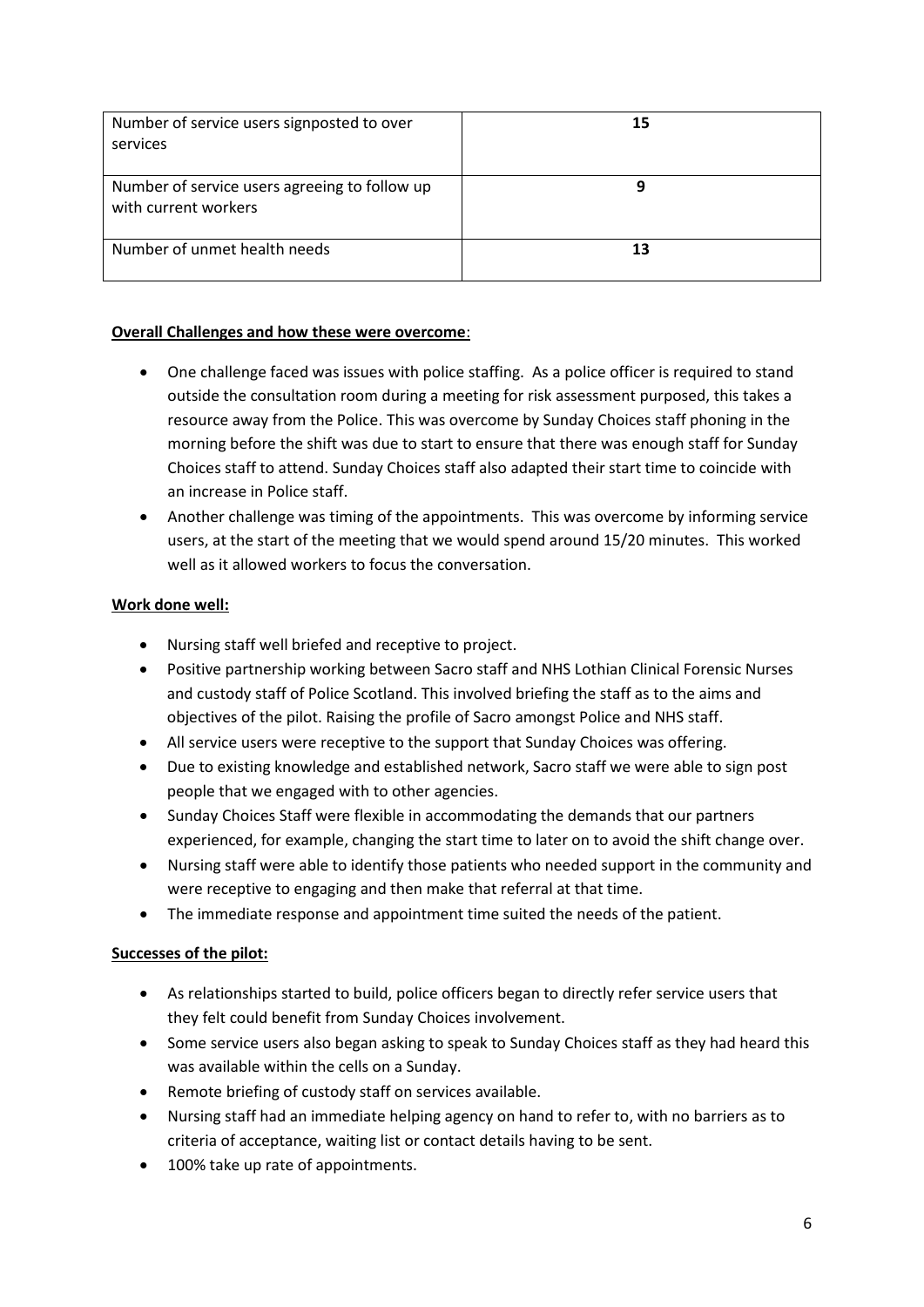| Number of service users signposted to over services | **15** |
|---|---|
| Number of service users agreeing to follow up with current workers | **9** |
| Number of unmet health needs | **13** |

**Overall Challenges and how these were overcome**:

- One challenge faced was issues with police staffing. As a police officer is required to stand outside the consultation room during a meeting for risk assessment purposed, this takes a resource away from the Police. This was overcome by Sunday Choices staff phoning in the morning before the shift was due to start to ensure that there was enough staff for Sunday Choices staff to attend. Sunday Choices staff also adapted their start time to coincide with an increase in Police staff.
- Another challenge was timing of the appointments. This was overcome by informing service users, at the start of the meeting that we would spend around 15/20 minutes. This worked well as it allowed workers to focus the conversation.

**Work done well:**

- Nursing staff well briefed and receptive to project.
- Positive partnership working between Sacro staff and NHS Lothian Clinical Forensic Nurses and custody staff of Police Scotland. This involved briefing the staff as to the aims and objectives of the pilot. Raising the profile of Sacro amongst Police and NHS staff.
- All service users were receptive to the support that Sunday Choices was offering.
- Due to existing knowledge and established network, Sacro staff we were able to sign post people that we engaged with to other agencies.
- Sunday Choices Staff were flexible in accommodating the demands that our partners experienced, for example, changing the start time to later on to avoid the shift change over.
- Nursing staff were able to identify those patients who needed support in the community and were receptive to engaging and then make that referral at that time.
- The immediate response and appointment time suited the needs of the patient.

**Successes of the pilot:**

- As relationships started to build, police officers began to directly refer service users that they felt could benefit from Sunday Choices involvement.
- Some service users also began asking to speak to Sunday Choices staff as they had heard this was available within the cells on a Sunday.
- Remote briefing of custody staff on services available.
- Nursing staff had an immediate helping agency on hand to refer to, with no barriers as to criteria of acceptance, waiting list or contact details having to be sent.
- 100% take up rate of appointments.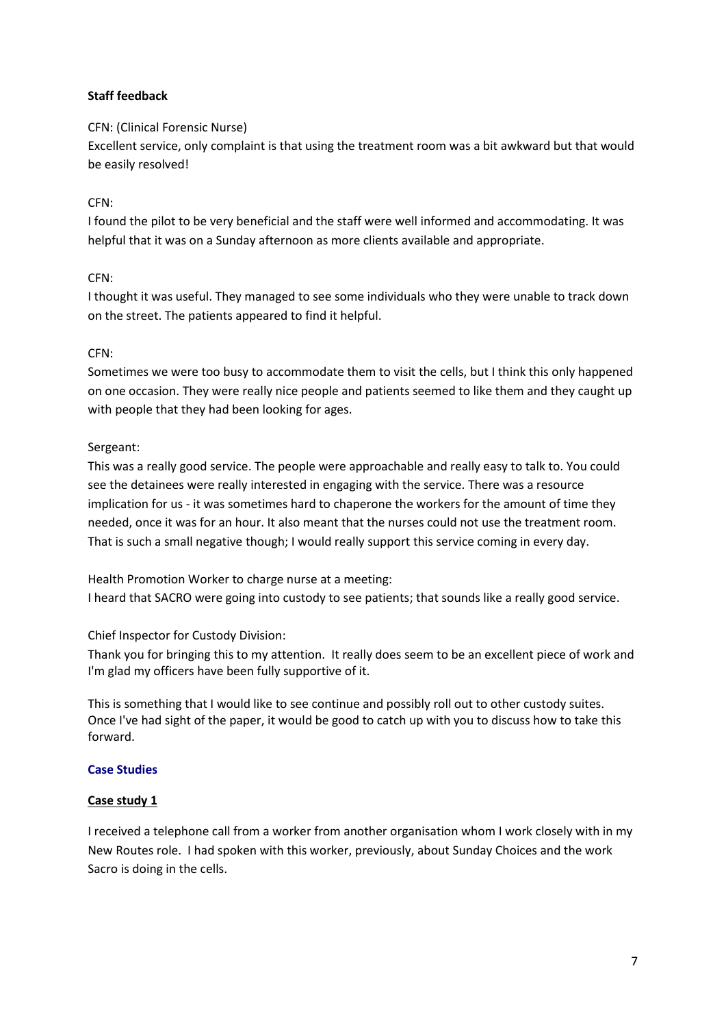**Staff feedback**

CFN: (Clinical Forensic Nurse)

Excellent service, only complaint is that using the treatment room was a bit awkward but that would be easily resolved!

CFN:

I found the pilot to be very beneficial and the staff were well informed and accommodating. It was helpful that it was on a Sunday afternoon as more clients available and appropriate.

CFN:

I thought it was useful. They managed to see some individuals who they were unable to track down on the street. The patients appeared to find it helpful.

CFN:

Sometimes we were too busy to accommodate them to visit the cells, but I think this only happened on one occasion. They were really nice people and patients seemed to like them and they caught up with people that they had been looking for ages.

Sergeant:

This was a really good service. The people were approachable and really easy to talk to. You could see the detainees were really interested in engaging with the service. There was a resource implication for us - it was sometimes hard to chaperone the workers for the amount of time they needed, once it was for an hour. It also meant that the nurses could not use the treatment room. That is such a small negative though; I would really support this service coming in every day.

Health Promotion Worker to charge nurse at a meeting:

I heard that SACRO were going into custody to see patients; that sounds like a really good service.

Chief Inspector for Custody Division:

Thank you for bringing this to my attention. It really does seem to be an excellent piece of work and I'm glad my officers have been fully supportive of it.

This is something that I would like to see continue and possibly roll out to other custody suites. Once I've had sight of the paper, it would be good to catch up with you to discuss how to take this forward.

## Case Studies

### Case study 1

I received a telephone call from a worker from another organisation whom I work closely with in my New Routes role. I had spoken with this worker, previously, about Sunday Choices and the work Sacro is doing in the cells.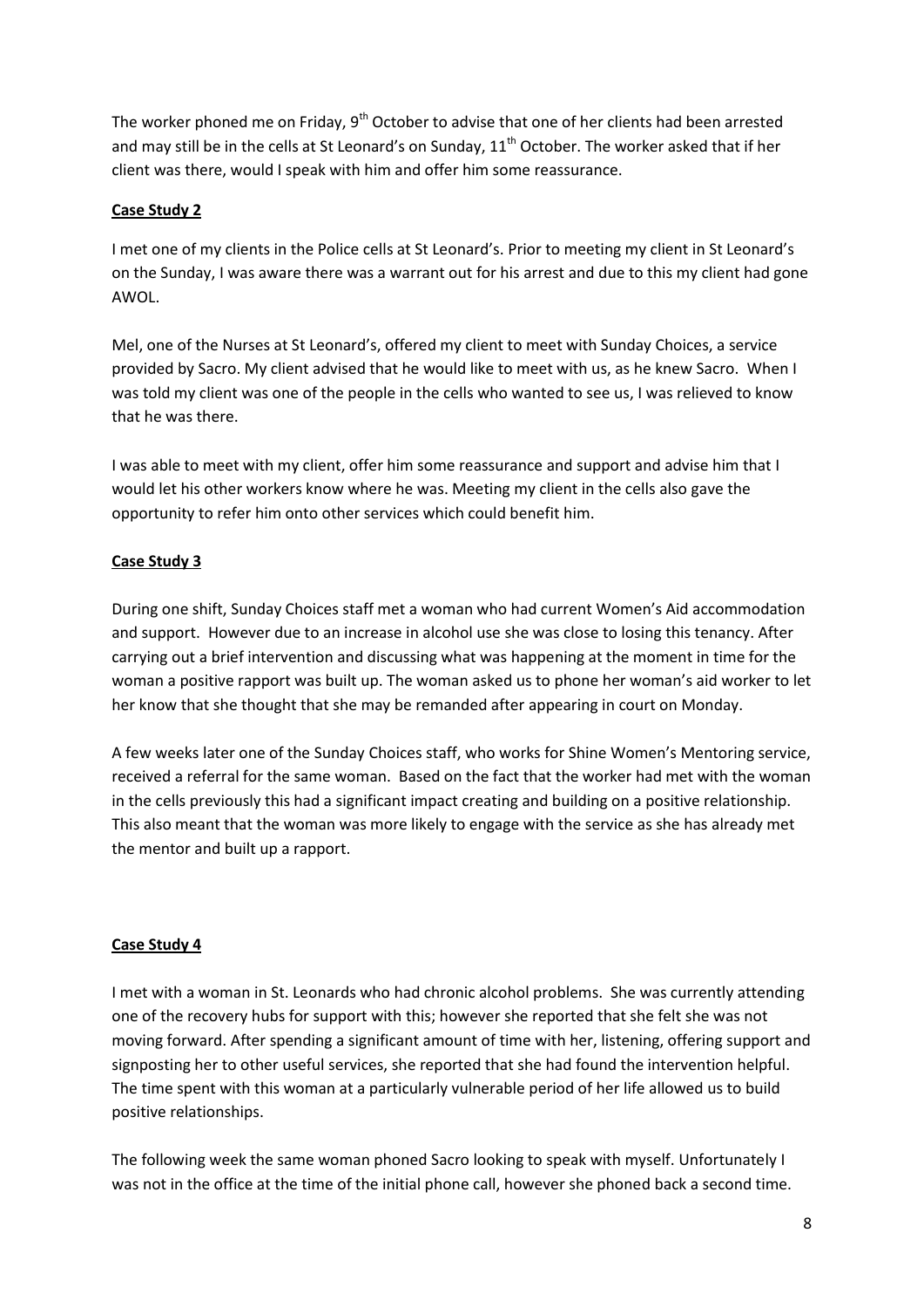The worker phoned me on Friday, 9th October to advise that one of her clients had been arrested and may still be in the cells at St Leonard's on Sunday, 11th October. The worker asked that if her client was there, would I speak with him and offer him some reassurance.

**Case Study 2**

I met one of my clients in the Police cells at St Leonard's. Prior to meeting my client in St Leonard's on the Sunday, I was aware there was a warrant out for his arrest and due to this my client had gone AWOL.

Mel, one of the Nurses at St Leonard's, offered my client to meet with Sunday Choices, a service provided by Sacro. My client advised that he would like to meet with us, as he knew Sacro. When I was told my client was one of the people in the cells who wanted to see us, I was relieved to know that he was there.

I was able to meet with my client, offer him some reassurance and support and advise him that I would let his other workers know where he was. Meeting my client in the cells also gave the opportunity to refer him onto other services which could benefit him.

**Case Study 3**

During one shift, Sunday Choices staff met a woman who had current Women's Aid accommodation and support. However due to an increase in alcohol use she was close to losing this tenancy. After carrying out a brief intervention and discussing what was happening at the moment in time for the woman a positive rapport was built up. The woman asked us to phone her woman's aid worker to let her know that she thought that she may be remanded after appearing in court on Monday.

A few weeks later one of the Sunday Choices staff, who works for Shine Women's Mentoring service, received a referral for the same woman. Based on the fact that the worker had met with the woman in the cells previously this had a significant impact creating and building on a positive relationship. This also meant that the woman was more likely to engage with the service as she has already met the mentor and built up a rapport.

**Case Study 4**

I met with a woman in St. Leonards who had chronic alcohol problems. She was currently attending one of the recovery hubs for support with this; however she reported that she felt she was not moving forward. After spending a significant amount of time with her, listening, offering support and signposting her to other useful services, she reported that she had found the intervention helpful. The time spent with this woman at a particularly vulnerable period of her life allowed us to build positive relationships.

The following week the same woman phoned Sacro looking to speak with myself. Unfortunately I was not in the office at the time of the initial phone call, however she phoned back a second time.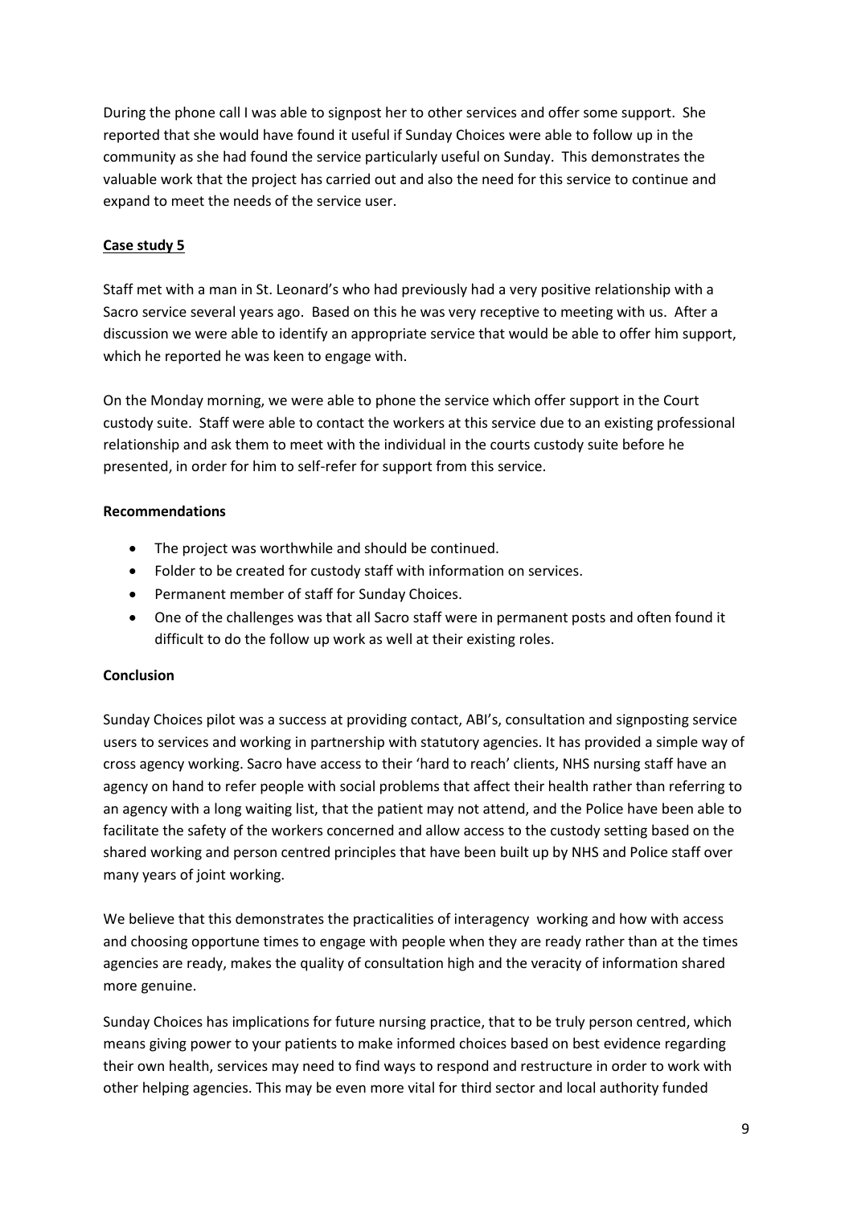During the phone call I was able to signpost her to other services and offer some support. She reported that she would have found it useful if Sunday Choices were able to follow up in the community as she had found the service particularly useful on Sunday. This demonstrates the valuable work that the project has carried out and also the need for this service to continue and expand to meet the needs of the service user.

**Case study 5**

Staff met with a man in St. Leonard's who had previously had a very positive relationship with a Sacro service several years ago. Based on this he was very receptive to meeting with us. After a discussion we were able to identify an appropriate service that would be able to offer him support, which he reported he was keen to engage with.

On the Monday morning, we were able to phone the service which offer support in the Court custody suite. Staff were able to contact the workers at this service due to an existing professional relationship and ask them to meet with the individual in the courts custody suite before he presented, in order for him to self-refer for support from this service.

**Recommendations**

- The project was worthwhile and should be continued.
- Folder to be created for custody staff with information on services.
- Permanent member of staff for Sunday Choices.
- One of the challenges was that all Sacro staff were in permanent posts and often found it difficult to do the follow up work as well at their existing roles.

**Conclusion**

Sunday Choices pilot was a success at providing contact, ABI's, consultation and signposting service users to services and working in partnership with statutory agencies. It has provided a simple way of cross agency working. Sacro have access to their 'hard to reach' clients, NHS nursing staff have an agency on hand to refer people with social problems that affect their health rather than referring to an agency with a long waiting list, that the patient may not attend, and the Police have been able to facilitate the safety of the workers concerned and allow access to the custody setting based on the shared working and person centred principles that have been built up by NHS and Police staff over many years of joint working.

We believe that this demonstrates the practicalities of interagency working and how with access and choosing opportune times to engage with people when they are ready rather than at the times agencies are ready, makes the quality of consultation high and the veracity of information shared more genuine.

Sunday Choices has implications for future nursing practice, that to be truly person centred, which means giving power to your patients to make informed choices based on best evidence regarding their own health, services may need to find ways to respond and restructure in order to work with other helping agencies. This may be even more vital for third sector and local authority funded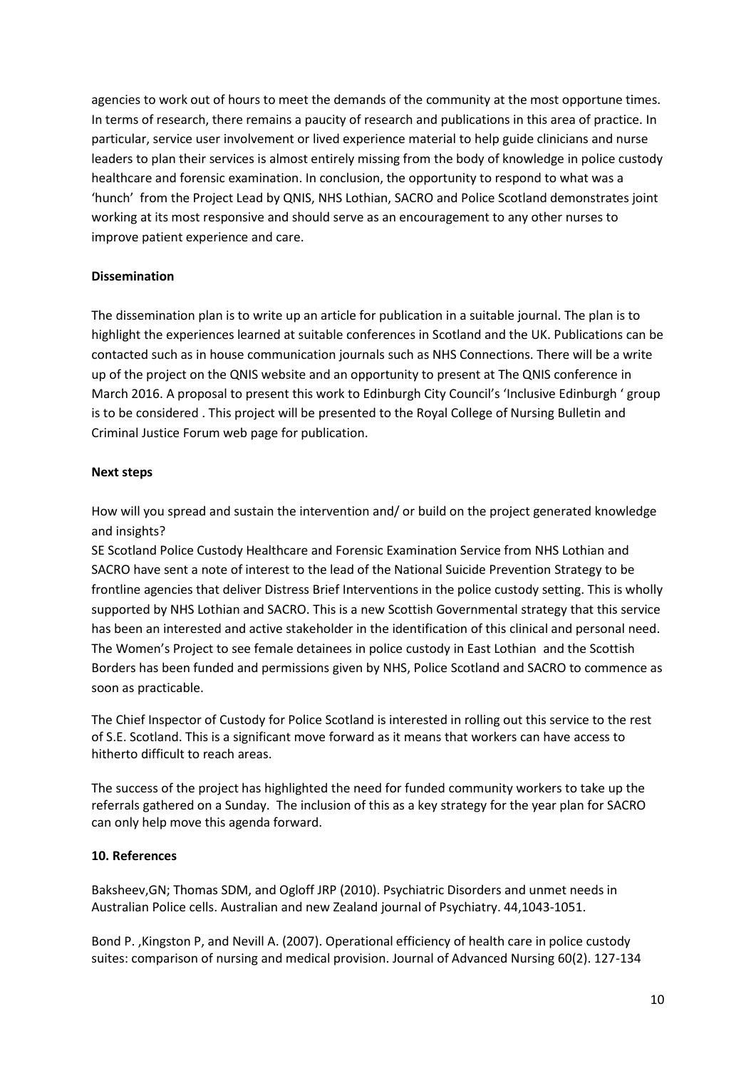agencies to work out of hours to meet the demands of the community at the most opportune times. In terms of research, there remains a paucity of research and publications in this area of practice. In particular, service user involvement or lived experience material to help guide clinicians and nurse leaders to plan their services is almost entirely missing from the body of knowledge in police custody healthcare and forensic examination. In conclusion, the opportunity to respond to what was a 'hunch' from the Project Lead by QNIS, NHS Lothian, SACRO and Police Scotland demonstrates joint working at its most responsive and should serve as an encouragement to any other nurses to improve patient experience and care.

**Dissemination**

The dissemination plan is to write up an article for publication in a suitable journal. The plan is to highlight the experiences learned at suitable conferences in Scotland and the UK. Publications can be contacted such as in house communication journals such as NHS Connections. There will be a write up of the project on the QNIS website and an opportunity to present at The QNIS conference in March 2016. A proposal to present this work to Edinburgh City Council's 'Inclusive Edinburgh ' group is to be considered . This project will be presented to the Royal College of Nursing Bulletin and Criminal Justice Forum web page for publication.

**Next steps**

How will you spread and sustain the intervention and/ or build on the project generated knowledge and insights?

SE Scotland Police Custody Healthcare and Forensic Examination Service from NHS Lothian and SACRO have sent a note of interest to the lead of the National Suicide Prevention Strategy to be frontline agencies that deliver Distress Brief Interventions in the police custody setting. This is wholly supported by NHS Lothian and SACRO. This is a new Scottish Governmental strategy that this service has been an interested and active stakeholder in the identification of this clinical and personal need. The Women's Project to see female detainees in police custody in East Lothian and the Scottish Borders has been funded and permissions given by NHS, Police Scotland and SACRO to commence as soon as practicable.

The Chief Inspector of Custody for Police Scotland is interested in rolling out this service to the rest of S.E. Scotland. This is a significant move forward as it means that workers can have access to hitherto difficult to reach areas.

The success of the project has highlighted the need for funded community workers to take up the referrals gathered on a Sunday. The inclusion of this as a key strategy for the year plan for SACRO can only help move this agenda forward.

**10. References**

Baksheev,GN; Thomas SDM, and Ogloff JRP (2010). Psychiatric Disorders and unmet needs in Australian Police cells. Australian and new Zealand journal of Psychiatry. 44,1043-1051.

Bond P. ,Kingston P, and Nevill A. (2007). Operational efficiency of health care in police custody suites: comparison of nursing and medical provision. Journal of Advanced Nursing 60(2). 127-134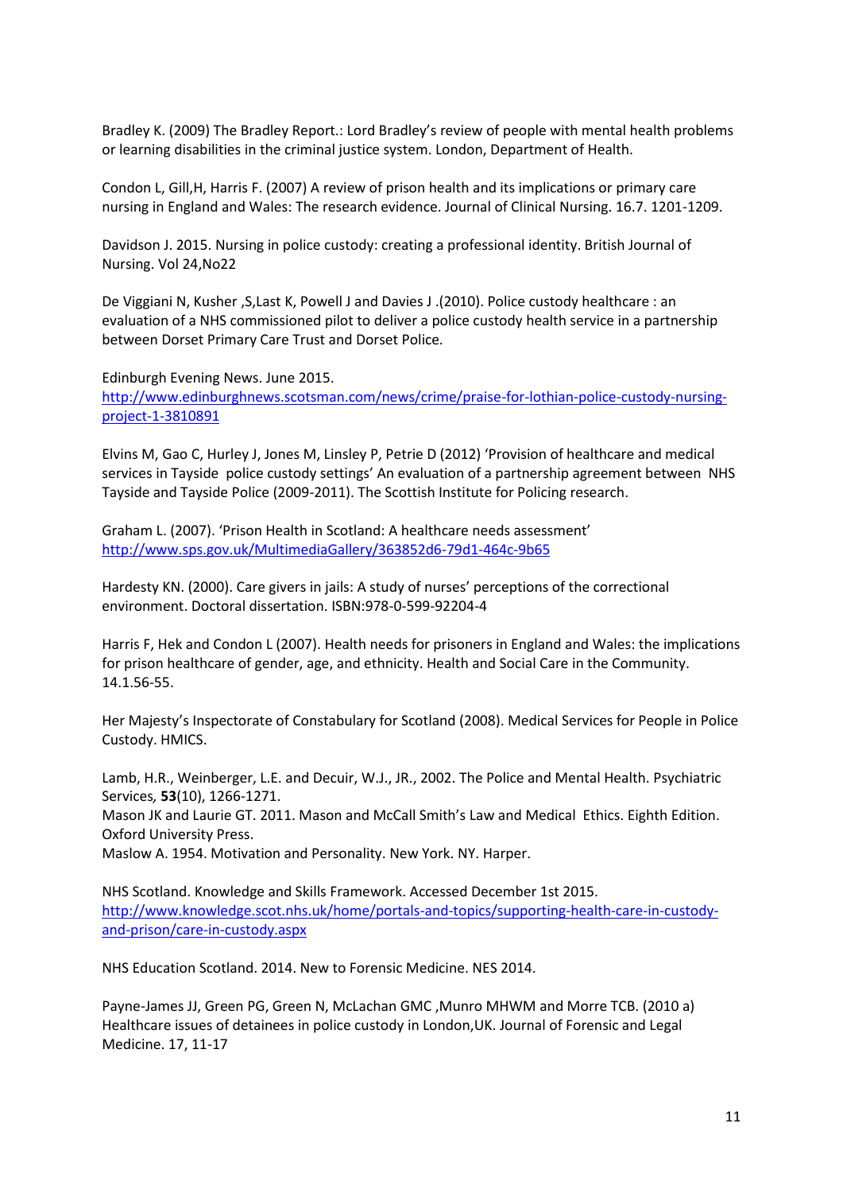Bradley K. (2009) The Bradley Report.: Lord Bradley's review of people with mental health problems or learning disabilities in the criminal justice system. London, Department of Health.

Condon L, Gill,H, Harris F. (2007) A review of prison health and its implications or primary care nursing in England and Wales: The research evidence. Journal of Clinical Nursing. 16.7. 1201-1209.

Davidson J. 2015. Nursing in police custody: creating a professional identity. British Journal of Nursing. Vol 24,No22

De Viggiani N, Kusher ,S,Last K, Powell J and Davies J .(2010). Police custody healthcare : an evaluation of a NHS commissioned pilot to deliver a police custody health service in a partnership between Dorset Primary Care Trust and Dorset Police.

Edinburgh Evening News. June 2015.
http://www.edinburghnews.scotsman.com/news/crime/praise-for-lothian-police-custody-nursing-project-1-3810891

Elvins M, Gao C, Hurley J, Jones M, Linsley P, Petrie D (2012) 'Provision of healthcare and medical services in Tayside police custody settings' An evaluation of a partnership agreement between NHS Tayside and Tayside Police (2009-2011). The Scottish Institute for Policing research.

Graham L. (2007). 'Prison Health in Scotland: A healthcare needs assessment'
http://www.sps.gov.uk/MultimediaGallery/363852d6-79d1-464c-9b65

Hardesty KN. (2000). Care givers in jails: A study of nurses' perceptions of the correctional environment. Doctoral dissertation. ISBN:978-0-599-92204-4

Harris F, Hek and Condon L (2007). Health needs for prisoners in England and Wales: the implications for prison healthcare of gender, age, and ethnicity. Health and Social Care in the Community. 14.1.56-55.

Her Majesty's Inspectorate of Constabulary for Scotland (2008). Medical Services for People in Police Custody. HMICS.

Lamb, H.R., Weinberger, L.E. and Decuir, W.J., JR., 2002. The Police and Mental Health. Psychiatric Services, **53**(10), 1266-1271.
Mason JK and Laurie GT. 2011. Mason and McCall Smith's Law and Medical Ethics. Eighth Edition. Oxford University Press.
Maslow A. 1954. Motivation and Personality. New York. NY. Harper.

NHS Scotland. Knowledge and Skills Framework. Accessed December 1st 2015.
http://www.knowledge.scot.nhs.uk/home/portals-and-topics/supporting-health-care-in-custody-and-prison/care-in-custody.aspx

NHS Education Scotland. 2014. New to Forensic Medicine. NES 2014.

Payne-James JJ, Green PG, Green N, McLachan GMC ,Munro MHWM and Morre TCB. (2010 a) Healthcare issues of detainees in police custody in London,UK. Journal of Forensic and Legal Medicine. 17, 11-17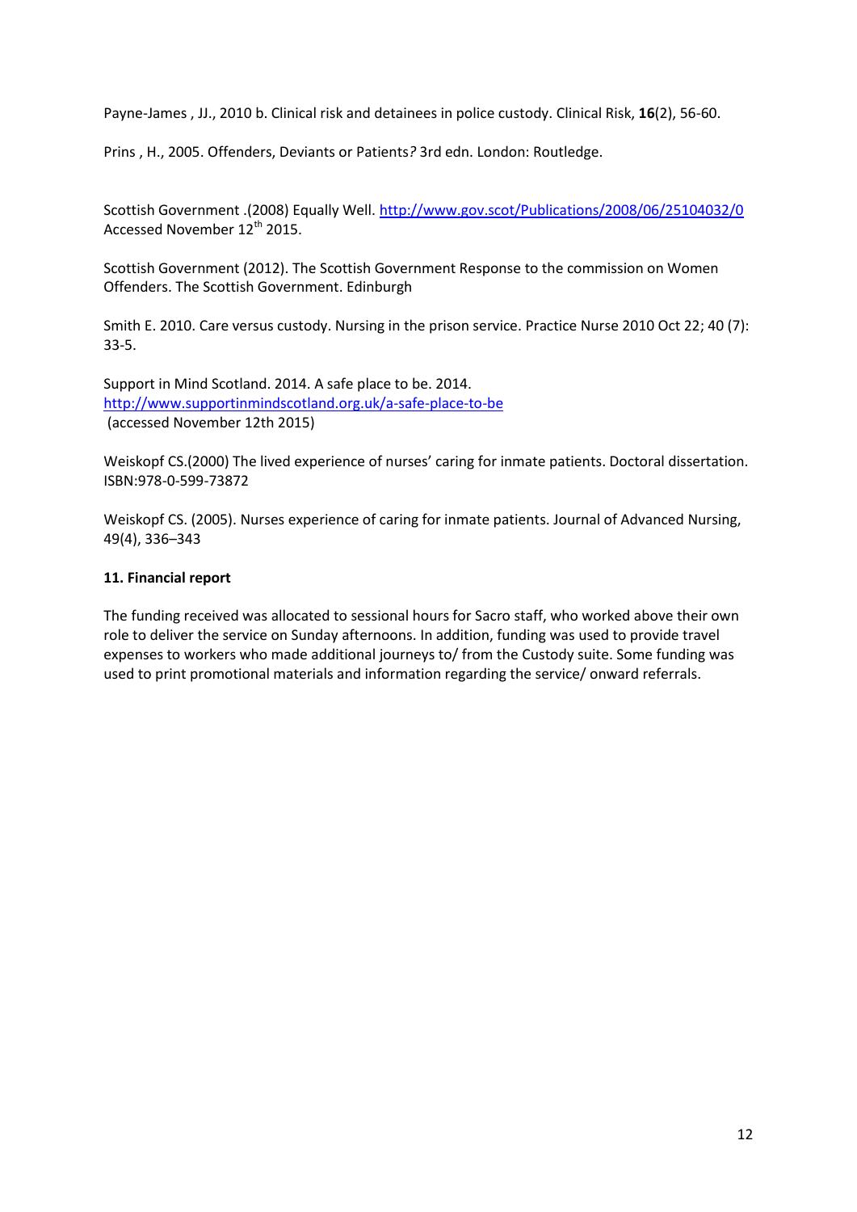Payne-James , JJ., 2010 b. Clinical risk and detainees in police custody. Clinical Risk, **16**(2), 56-60.

Prins , H., 2005. Offenders, Deviants or Patients*?* 3rd edn. London: Routledge.

Scottish Government .(2008) Equally Well. http://www.gov.scot/Publications/2008/06/25104032/0 Accessed November 12th 2015.

Scottish Government (2012). The Scottish Government Response to the commission on Women Offenders. The Scottish Government. Edinburgh

Smith E. 2010. Care versus custody. Nursing in the prison service. Practice Nurse 2010 Oct 22; 40 (7): 33-5.

Support in Mind Scotland. 2014. A safe place to be. 2014. http://www.supportinmindscotland.org.uk/a-safe-place-to-be (accessed November 12th 2015)

Weiskopf CS.(2000) The lived experience of nurses' caring for inmate patients. Doctoral dissertation. ISBN:978-0-599-73872

Weiskopf CS. (2005). Nurses experience of caring for inmate patients. Journal of Advanced Nursing, 49(4), 336–343

**11. Financial report**

The funding received was allocated to sessional hours for Sacro staff, who worked above their own role to deliver the service on Sunday afternoons. In addition, funding was used to provide travel expenses to workers who made additional journeys to/ from the Custody suite. Some funding was used to print promotional materials and information regarding the service/ onward referrals.